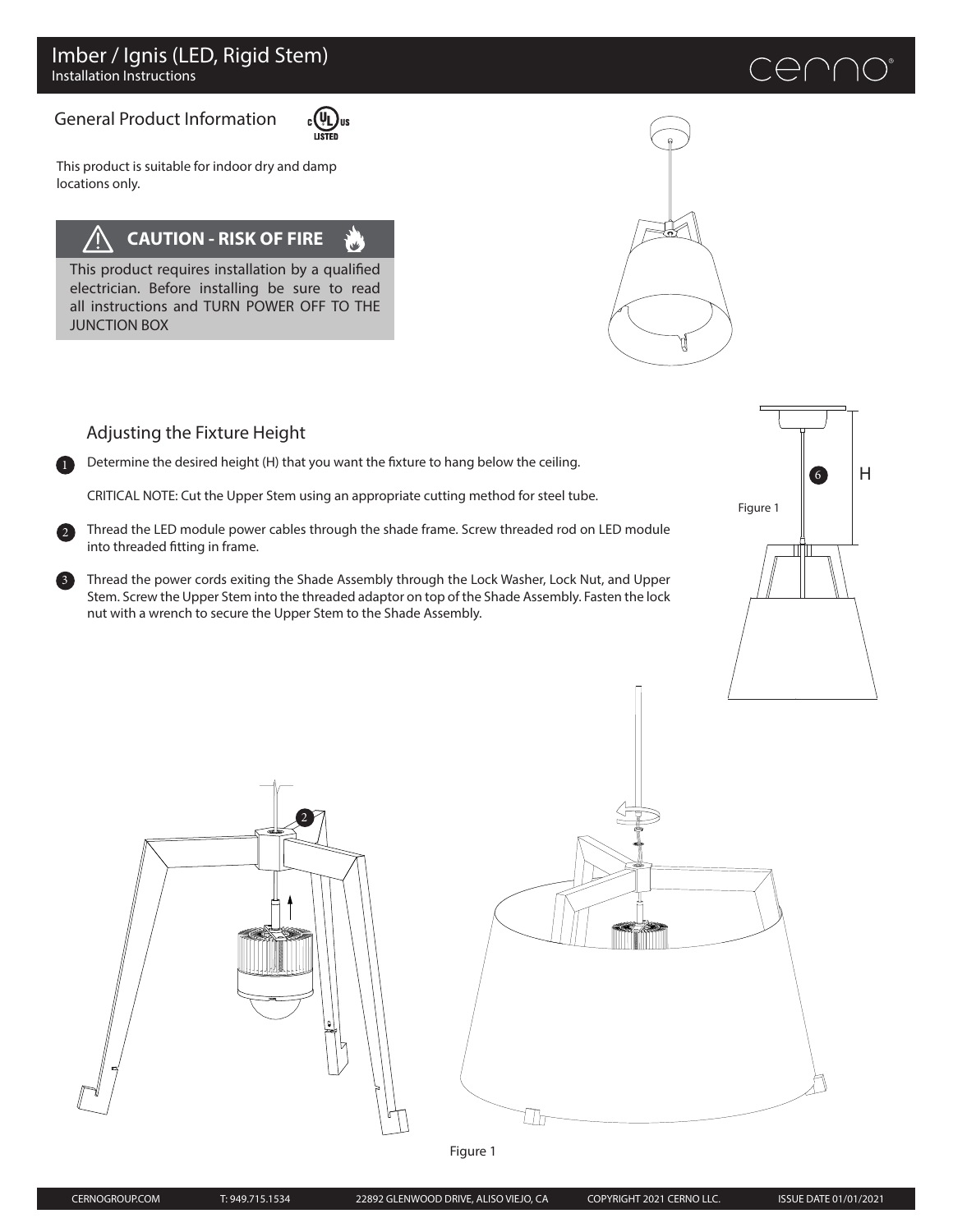# Imber / Ignis (LED, Rigid Stem)

Installation Instructions

## General Product Information

This product is suitable for indoor dry and damp locations only.

**CAUTION - RISK OF FIRE**

This product requires installation by a qualified electrician. Before installing be sure to read all instructions and TURN POWER OFF TO THE JUNCTION BOX

## Adjusting the Fixture Height

1. Determine the desired height (H) that you want the fixture to hang below the ceiling.

   CRITICAL NOTE: Cut the Upper Stem using an appropriate cutting method for steel tube.

2. Thread the LED module power cables through the shade frame. Screw threaded rod on LED module into threaded fitting in frame.

3. Thread the power cords exiting the Shade Assembly through the Lock Washer, Lock Nut, and Upper Stem. Screw the Upper Stem into the threaded adaptor on top of the Shade Assembly. Fasten the lock nut with a wrench to secure the Upper Stem to the Shade Assembly.

Figure 1

Figure 1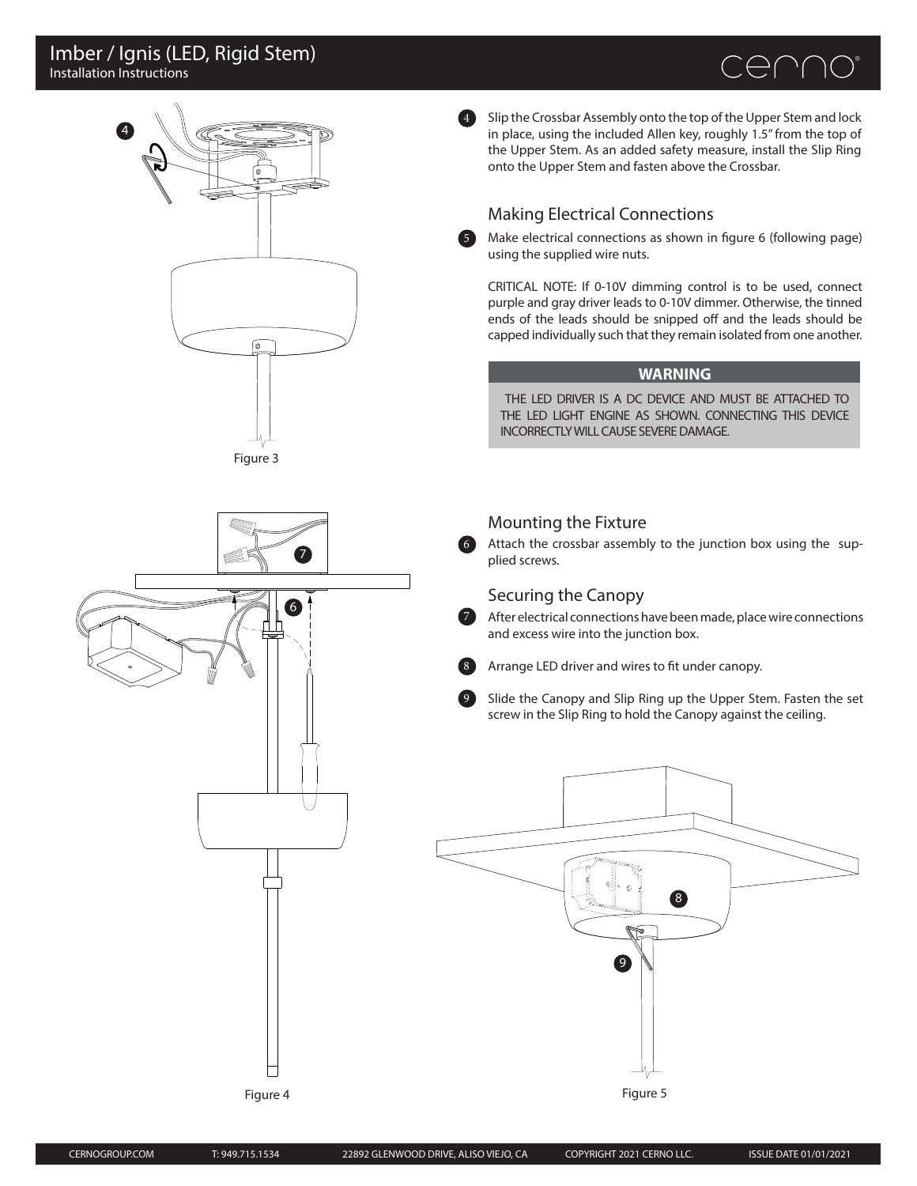4 Slip the Crossbar Assembly onto the top of the Upper Stem and lock in place, using the included Allen key, roughly 1.5" from the top of the Upper Stem. As an added safety measure, install the Slip Ring onto the Upper Stem and fasten above the Crossbar.

Figure 3

## Making Electrical Connections

5 Make electrical connections as shown in figure 6 (following page) using the supplied wire nuts.

CRITICAL NOTE: If 0-10V dimming control is to be used, connect purple and gray driver leads to 0-10V dimmer. Otherwise, the tinned ends of the leads should be snipped off and the leads should be capped individually such that they remain isolated from one another.

**WARNING**

THE LED DRIVER IS A DC DEVICE AND MUST BE ATTACHED TO THE LED LIGHT ENGINE AS SHOWN. CONNECTING THIS DEVICE INCORRECTLY WILL CAUSE SEVERE DAMAGE.

## Mounting the Fixture

6 Attach the crossbar assembly to the junction box using the supplied screws.

## Securing the Canopy

7 After electrical connections have been made, place wire connections and excess wire into the junction box.

8 Arrange LED driver and wires to fit under canopy.

9 Slide the Canopy and Slip Ring up the Upper Stem. Fasten the set screw in the Slip Ring to hold the Canopy against the ceiling.

Figure 4

Figure 5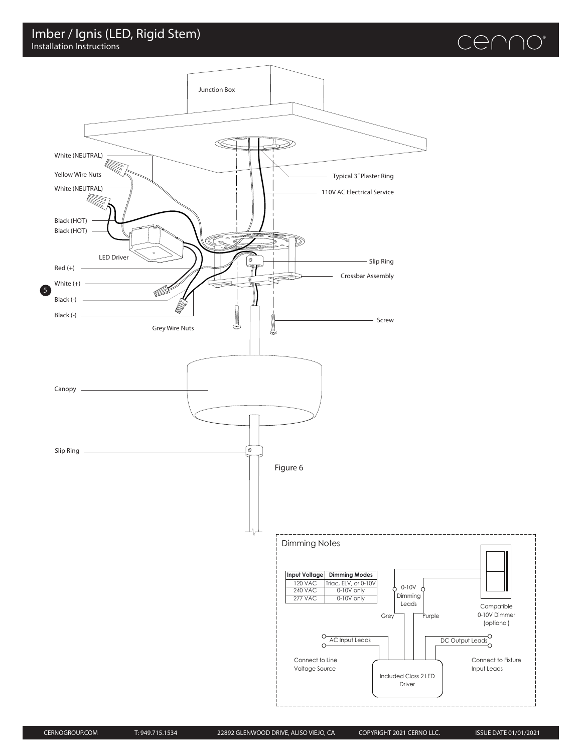# Imber / Ignis (LED, Rigid Stem)

Installation Instructions

Junction Box

White (NEUTRAL)

Yellow Wire Nuts

White (NEUTRAL)

Black (HOT)

Black (HOT)

LED Driver

Red (+)

White (+)

5

Black (-)

Black (-)

Grey Wire Nuts

Typical 3" Plaster Ring

110V AC Electrical Service

Slip Ring

Crossbar Assembly

Screw

Canopy

Slip Ring

Figure 6

## Dimming Notes

| Input Voltage | Dimming Modes |
|---|---|
| 120 VAC | Triac, ELV, or 0-10V |
| 240 VAC | 0-10V only |
| 277 VAC | 0-10V only |

0-10V Dimming Leads

Grey

Purple

Compatible 0-10V Dimmer (optional)

AC Input Leads

Connect to Line Voltage Source

DC Output Leads

Connect to Fixture Input Leads

Included Class 2 LED Driver